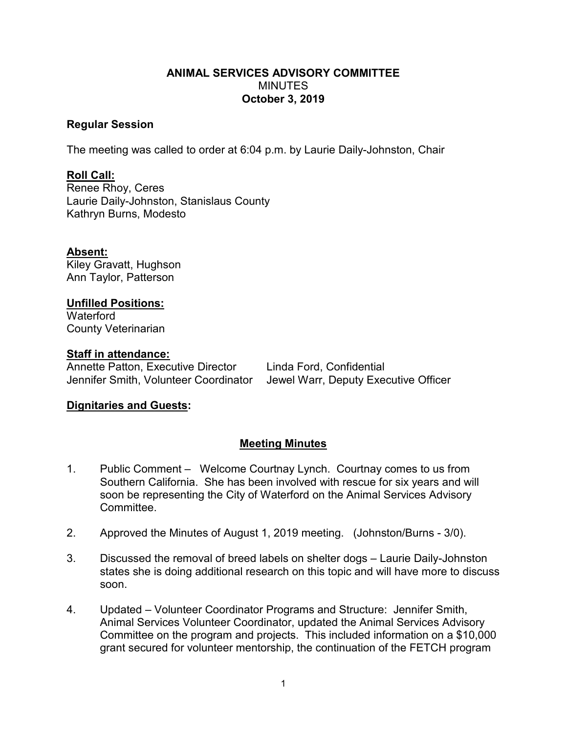# ANIMAL SERVICES ADVISORY COMMITTEE
MINUTES
**October 3, 2019**

**Regular Session**

The meeting was called to order at 6:04 p.m. by Laurie Daily-Johnston, Chair

**Roll Call:**
Renee Rhoy, Ceres
Laurie Daily-Johnston, Stanislaus County
Kathryn Burns, Modesto

**Absent:**
Kiley Gravatt, Hughson
Ann Taylor, Patterson

**Unfilled Positions:**
Waterford
County Veterinarian

**Staff in attendance:**
Annette Patton, Executive Director
Linda Ford, Confidential
Jennifer Smith, Volunteer Coordinator
Jewel Warr, Deputy Executive Officer

**Dignitaries and Guests:**

## Meeting Minutes

1. Public Comment – Welcome Courtnay Lynch. Courtnay comes to us from Southern California. She has been involved with rescue for six years and will soon be representing the City of Waterford on the Animal Services Advisory Committee.

2. Approved the Minutes of August 1, 2019 meeting. (Johnston/Burns - 3/0).

3. Discussed the removal of breed labels on shelter dogs – Laurie Daily-Johnston states she is doing additional research on this topic and will have more to discuss soon.

4. Updated – Volunteer Coordinator Programs and Structure: Jennifer Smith, Animal Services Volunteer Coordinator, updated the Animal Services Advisory Committee on the program and projects. This included information on a $10,000 grant secured for volunteer mentorship, the continuation of the FETCH program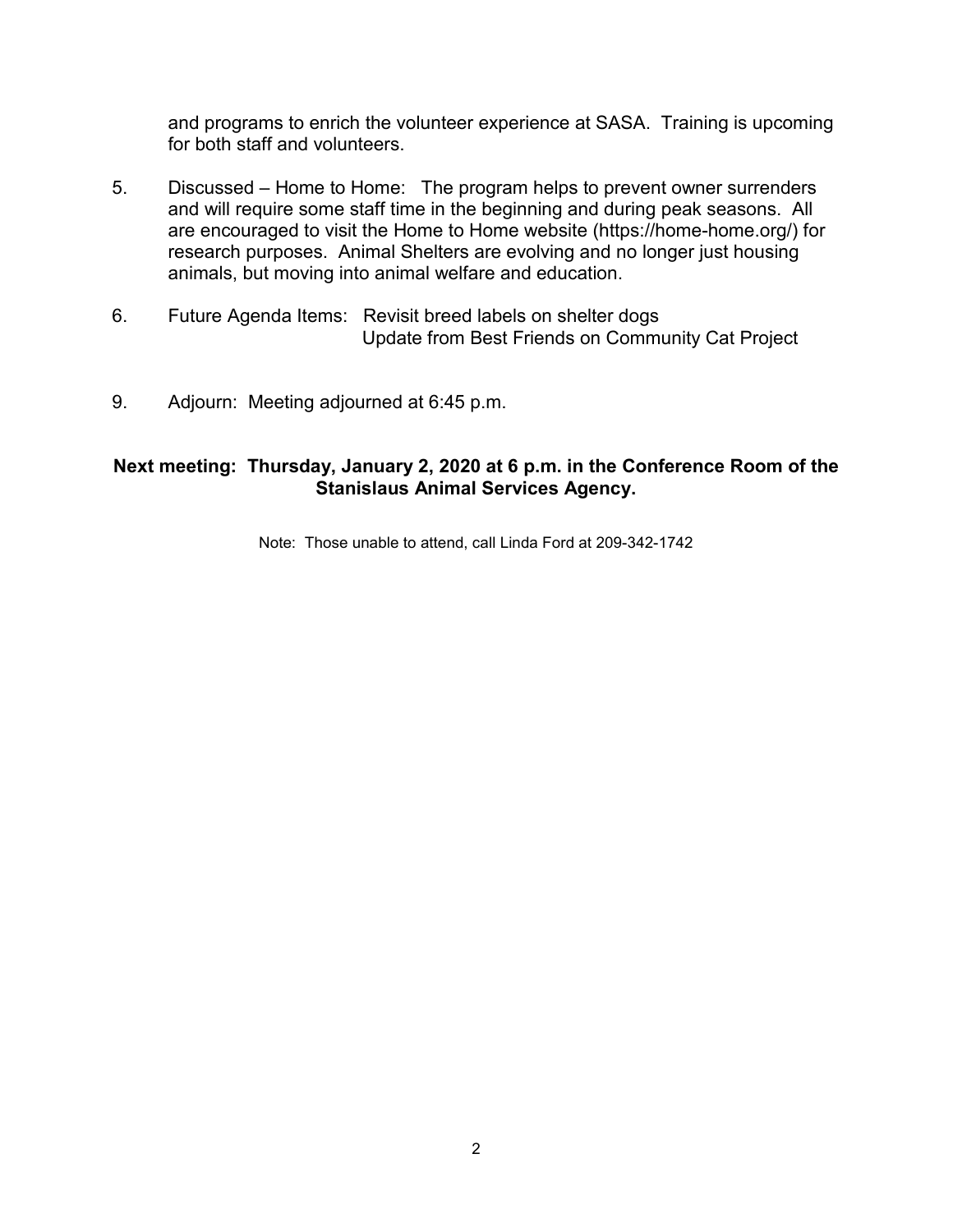and programs to enrich the volunteer experience at SASA. Training is upcoming for both staff and volunteers.

5. Discussed – Home to Home: The program helps to prevent owner surrenders and will require some staff time in the beginning and during peak seasons. All are encouraged to visit the Home to Home website (https://home-home.org/) for research purposes. Animal Shelters are evolving and no longer just housing animals, but moving into animal welfare and education.

6. Future Agenda Items: Revisit breed labels on shelter dogs
   Update from Best Friends on Community Cat Project

9. Adjourn: Meeting adjourned at 6:45 p.m.

**Next meeting: Thursday, January 2, 2020 at 6 p.m. in the Conference Room of the Stanislaus Animal Services Agency.**

Note: Those unable to attend, call Linda Ford at 209-342-1742